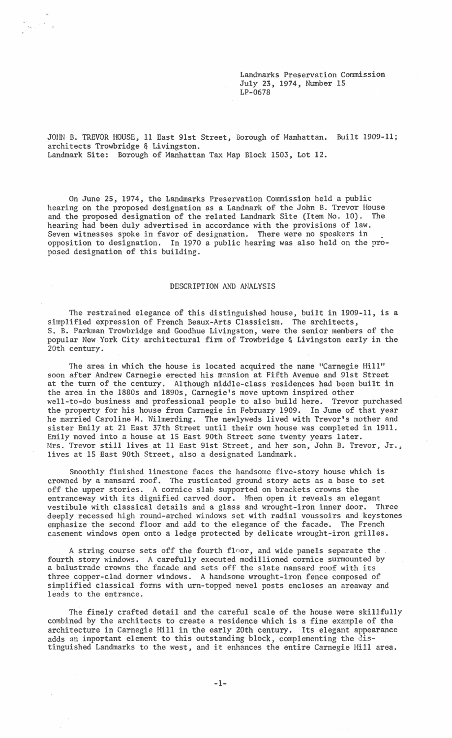Landmarks Preservation Commission
July 23, 1974, Number 15
LP-0678

JOHN B. TREVOR HOUSE, 11 East 91st Street, Borough of Manhattan. Built 1909-11; architects Trowbridge & Livingston.
Landmark Site: Borough of Manhattan Tax Map Block 1503, Lot 12.

On June 25, 1974, the Landmarks Preservation Commission held a public hearing on the proposed designation as a Landmark of the John B. Trevor House and the proposed designation of the related Landmark Site (Item No. 10). The hearing had been duly advertised in accordance with the provisions of law. Seven witnesses spoke in favor of designation. There were no speakers in opposition to designation. In 1970 a public hearing was also held on the proposed designation of this building.

## DESCRIPTION AND ANALYSIS

The restrained elegance of this distinguished house, built in 1909-11, is a simplified expression of French Beaux-Arts Classicism. The architects, S. B. Parkman Trowbridge and Goodhue Livingston, were the senior members of the popular New York City architectural firm of Trowbridge & Livingston early in the 20th century.

The area in which the house is located acquired the name "Carnegie Hill" soon after Andrew Carnegie erected his mansion at Fifth Avenue and 91st Street at the turn of the century. Although middle-class residences had been built in the area in the 1880s and 1890s, Carnegie's move uptown inspired other well-to-do business and professional people to also build here. Trevor purchased the property for his house from Carnegie in February 1909. In June of that year he married Caroline M. Wilmerding. The newlyweds lived with Trevor's mother and sister Emily at 21 East 37th Street until their own house was completed in 1911. Emily moved into a house at 15 East 90th Street some twenty years later. Mrs. Trevor still lives at 11 East 91st Street, and her son, John B. Trevor, Jr., lives at 15 East 90th Street, also a designated Landmark.

Smoothly finished limestone faces the handsome five-story house which is crowned by a mansard roof. The rusticated ground story acts as a base to set off the upper stories. A cornice slab supported on brackets crowns the entranceway with its dignified carved door. When open it reveals an elegant vestibule with classical details and a glass and wrought-iron inner door. Three deeply recessed high round-arched windows set with radial voussoirs and keystones emphasize the second floor and add to the elegance of the facade. The French casement windows open onto a ledge protected by delicate wrought-iron grilles.

A string course sets off the fourth floor, and wide panels separate the fourth story windows. A carefully executed modillioned cornice surmounted by a balustrade crowns the facade and sets off the slate mansard roof with its three copper-clad dormer windows. A handsome wrought-iron fence composed of simplified classical forms with urn-topped newel posts encloses an areaway and leads to the entrance.

The finely crafted detail and the careful scale of the house were skillfully combined by the architects to create a residence which is a fine example of the architecture in Carnegie Hill in the early 20th century. Its elegant appearance adds an important element to this outstanding block, complementing the distinguished Landmarks to the west, and it enhances the entire Carnegie Hill area.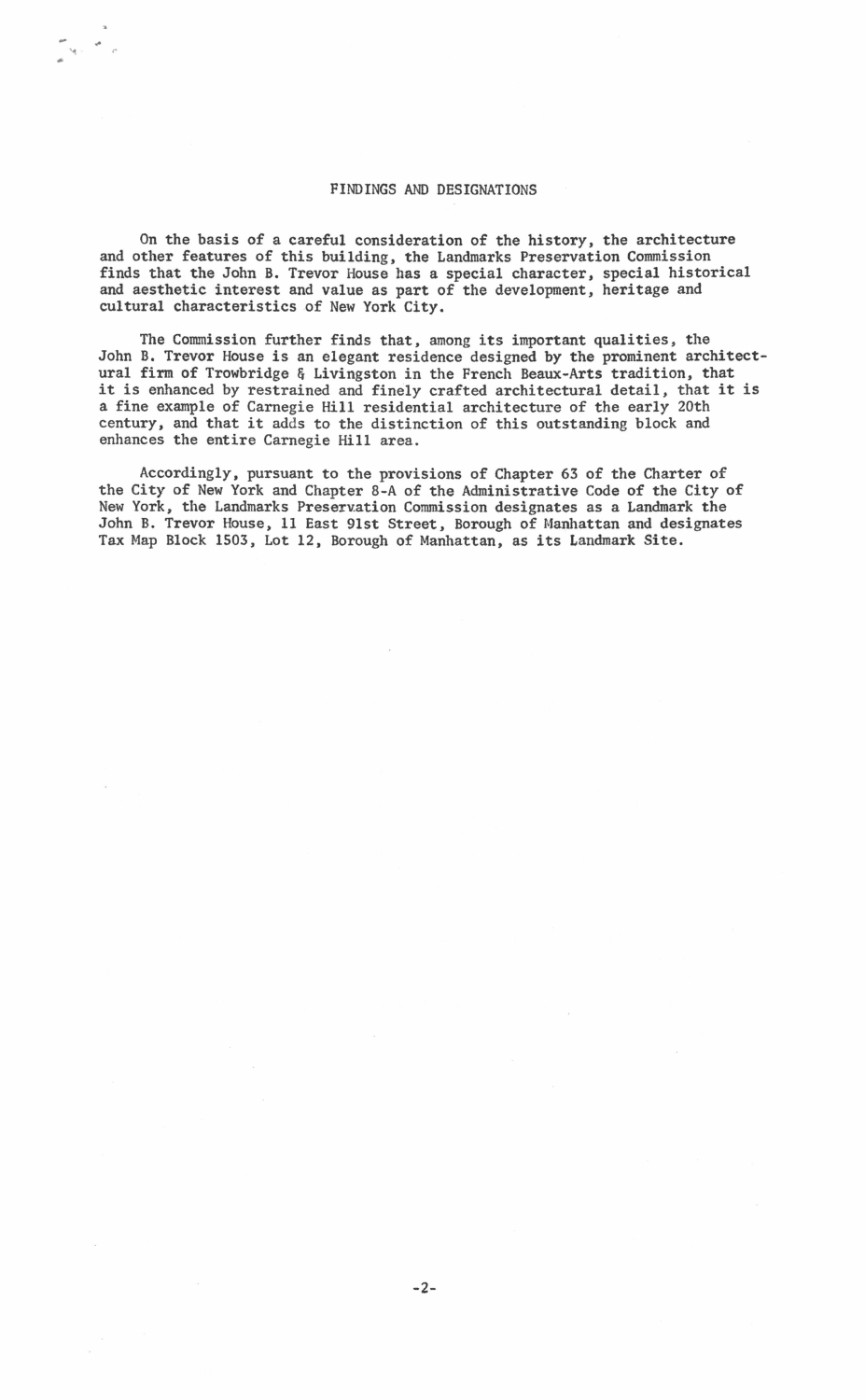## FINDINGS AND DESIGNATIONS

On the basis of a careful consideration of the history, the architecture and other features of this building, the Landmarks Preservation Commission finds that the John B. Trevor House has a special character, special historical and aesthetic interest and value as part of the development, heritage and cultural characteristics of New York City.

The Commission further finds that, among its important qualities, the John B. Trevor House is an elegant residence designed by the prominent architectural firm of Trowbridge & Livingston in the French Beaux-Arts tradition, that it is enhanced by restrained and finely crafted architectural detail, that it is a fine example of Carnegie Hill residential architecture of the early 20th century, and that it adds to the distinction of this outstanding block and enhances the entire Carnegie Hill area.

Accordingly, pursuant to the provisions of Chapter 63 of the Charter of the City of New York and Chapter 8-A of the Administrative Code of the City of New York, the Landmarks Preservation Commission designates as a Landmark the John B. Trevor House, 11 East 91st Street, Borough of Manhattan and designates Tax Map Block 1503, Lot 12, Borough of Manhattan, as its Landmark Site.